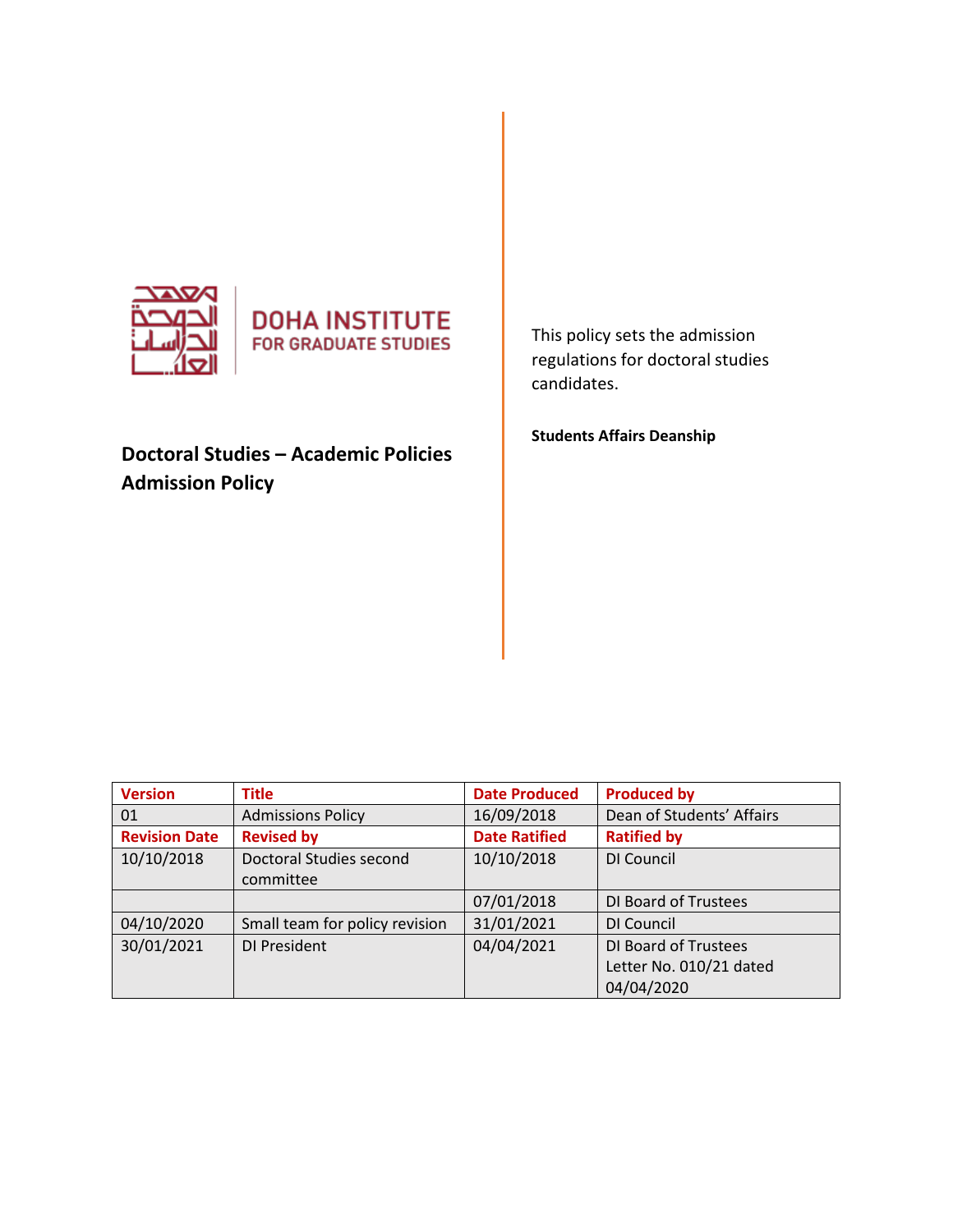DOHA INSTITUTE FOR GRADUATE STUDIES

# Doctoral Studies – Academic Policies
# Admission Policy

This policy sets the admission regulations for doctoral studies candidates.

**Students Affairs Deanship**

| Version | Title | Date Produced | Produced by |
|---|---|---|---|
| 01 | Admissions Policy | 16/09/2018 | Dean of Students' Affairs |
| **Revision Date** | **Revised by** | **Date Ratified** | **Ratified by** |
| 10/10/2018 | Doctoral Studies second committee | 10/10/2018 | DI Council |
| | | 07/01/2018 | DI Board of Trustees |
| 04/10/2020 | Small team for policy revision | 31/01/2021 | DI Council |
| 30/01/2021 | DI President | 04/04/2021 | DI Board of Trustees Letter No. 010/21 dated 04/04/2020 |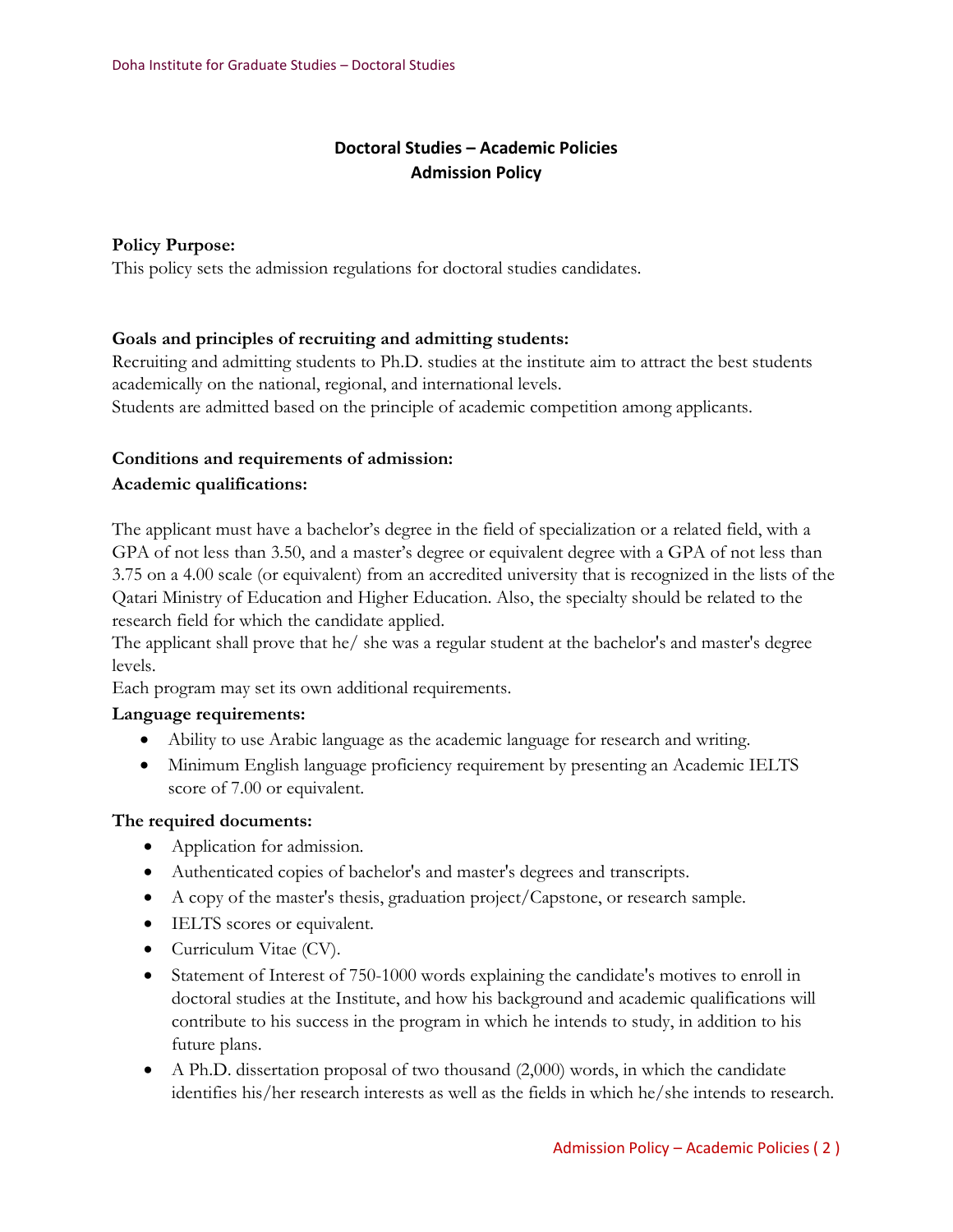# Doctoral Studies – Academic Policies
## Admission Policy

**Policy Purpose:**
This policy sets the admission regulations for doctoral studies candidates.

**Goals and principles of recruiting and admitting students:**
Recruiting and admitting students to Ph.D. studies at the institute aim to attract the best students academically on the national, regional, and international levels.
Students are admitted based on the principle of academic competition among applicants.

**Conditions and requirements of admission:**

**Academic qualifications:**

The applicant must have a bachelor's degree in the field of specialization or a related field, with a GPA of not less than 3.50, and a master's degree or equivalent degree with a GPA of not less than 3.75 on a 4.00 scale (or equivalent) from an accredited university that is recognized in the lists of the Qatari Ministry of Education and Higher Education. Also, the specialty should be related to the research field for which the candidate applied.
The applicant shall prove that he/ she was a regular student at the bachelor's and master's degree levels.
Each program may set its own additional requirements.

**Language requirements:**

- Ability to use Arabic language as the academic language for research and writing.
- Minimum English language proficiency requirement by presenting an Academic IELTS score of 7.00 or equivalent.

**The required documents:**

- Application for admission.
- Authenticated copies of bachelor's and master's degrees and transcripts.
- A copy of the master's thesis, graduation project/Capstone, or research sample.
- IELTS scores or equivalent.
- Curriculum Vitae (CV).
- Statement of Interest of 750-1000 words explaining the candidate's motives to enroll in doctoral studies at the Institute, and how his background and academic qualifications will contribute to his success in the program in which he intends to study, in addition to his future plans.
- A Ph.D. dissertation proposal of two thousand (2,000) words, in which the candidate identifies his/her research interests as well as the fields in which he/she intends to research.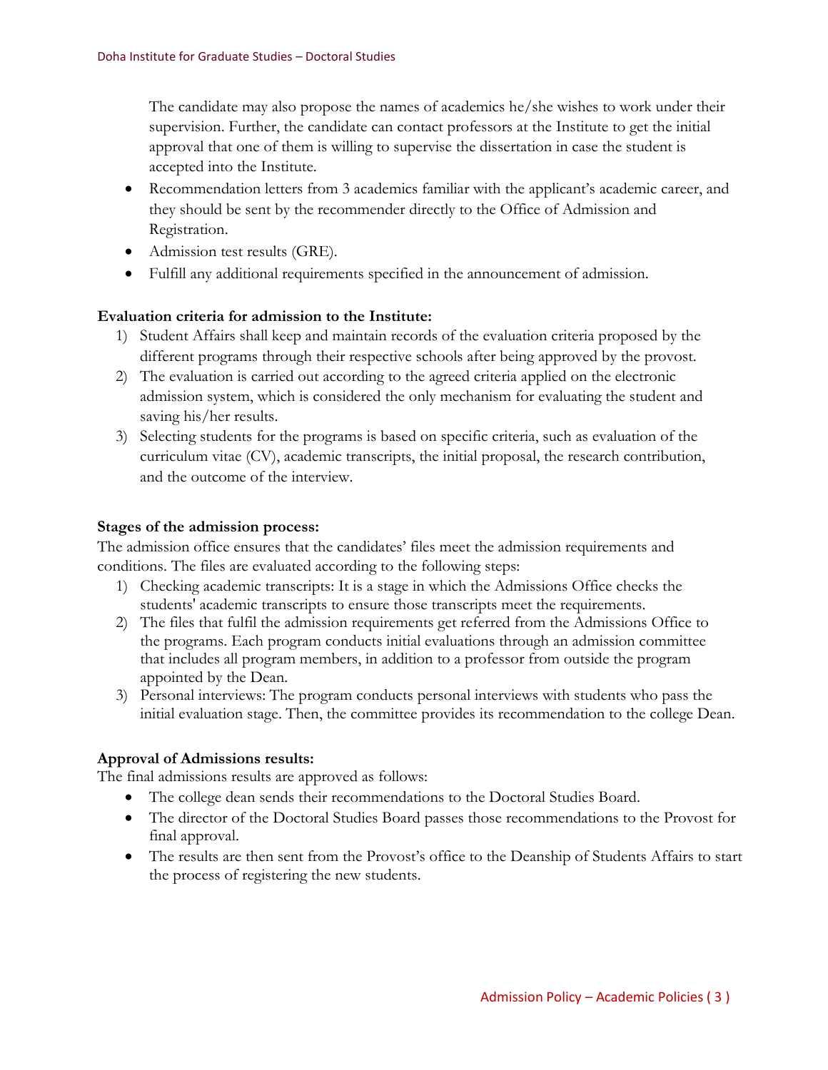The candidate may also propose the names of academics he/she wishes to work under their supervision. Further, the candidate can contact professors at the Institute to get the initial approval that one of them is willing to supervise the dissertation in case the student is accepted into the Institute.

- Recommendation letters from 3 academics familiar with the applicant's academic career, and they should be sent by the recommender directly to the Office of Admission and Registration.
- Admission test results (GRE).
- Fulfill any additional requirements specified in the announcement of admission.

**Evaluation criteria for admission to the Institute:**

1) Student Affairs shall keep and maintain records of the evaluation criteria proposed by the different programs through their respective schools after being approved by the provost.
2) The evaluation is carried out according to the agreed criteria applied on the electronic admission system, which is considered the only mechanism for evaluating the student and saving his/her results.
3) Selecting students for the programs is based on specific criteria, such as evaluation of the curriculum vitae (CV), academic transcripts, the initial proposal, the research contribution, and the outcome of the interview.

**Stages of the admission process:**

The admission office ensures that the candidates' files meet the admission requirements and conditions. The files are evaluated according to the following steps:

1) Checking academic transcripts: It is a stage in which the Admissions Office checks the students' academic transcripts to ensure those transcripts meet the requirements.
2) The files that fulfil the admission requirements get referred from the Admissions Office to the programs. Each program conducts initial evaluations through an admission committee that includes all program members, in addition to a professor from outside the program appointed by the Dean.
3) Personal interviews: The program conducts personal interviews with students who pass the initial evaluation stage. Then, the committee provides its recommendation to the college Dean.

**Approval of Admissions results:**

The final admissions results are approved as follows:

- The college dean sends their recommendations to the Doctoral Studies Board.
- The director of the Doctoral Studies Board passes those recommendations to the Provost for final approval.
- The results are then sent from the Provost's office to the Deanship of Students Affairs to start the process of registering the new students.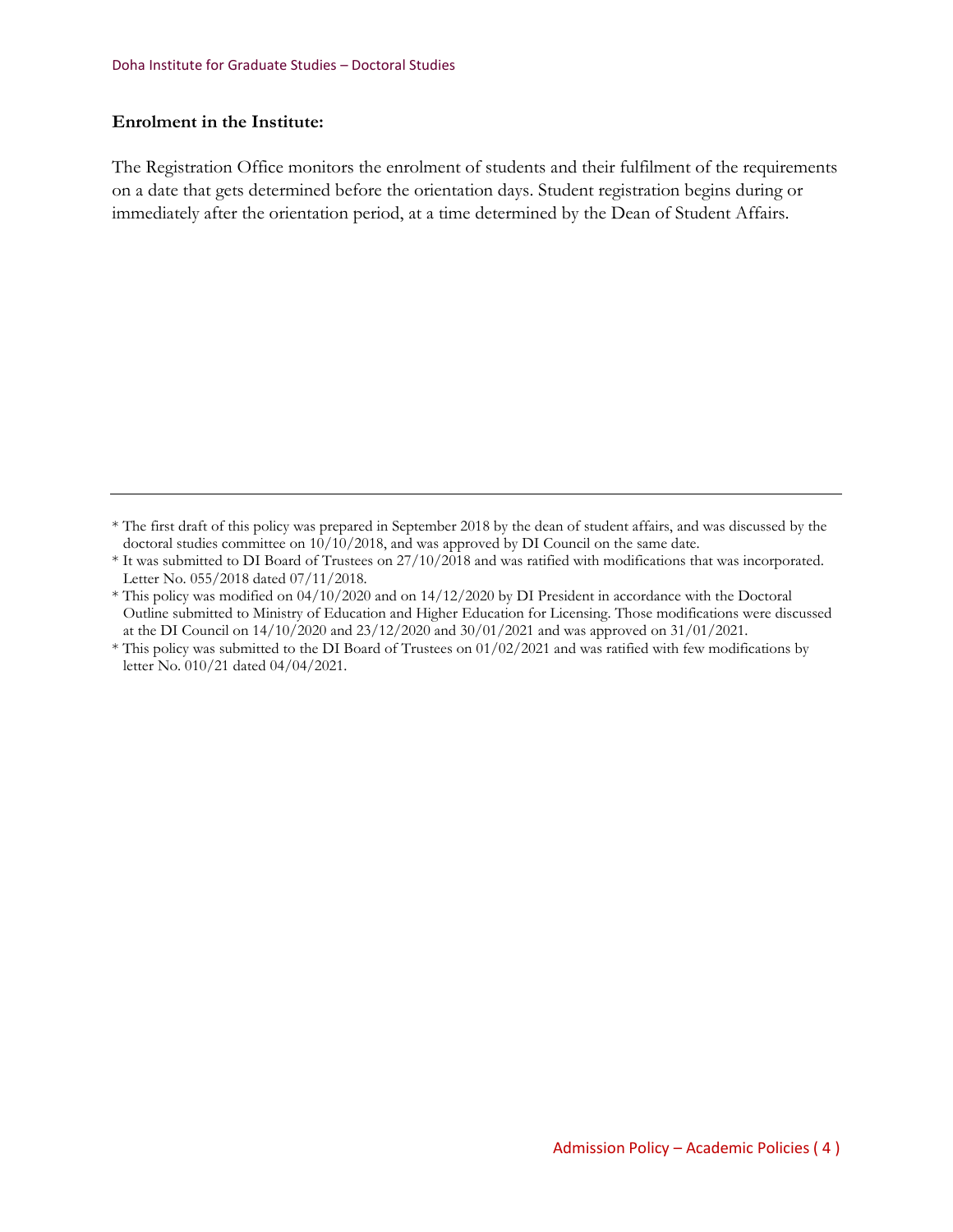**Enrolment in the Institute:**

The Registration Office monitors the enrolment of students and their fulfilment of the requirements on a date that gets determined before the orientation days. Student registration begins during or immediately after the orientation period, at a time determined by the Dean of Student Affairs.

---

* The first draft of this policy was prepared in September 2018 by the dean of student affairs, and was discussed by the doctoral studies committee on 10/10/2018, and was approved by DI Council on the same date.
* It was submitted to DI Board of Trustees on 27/10/2018 and was ratified with modifications that was incorporated. Letter No. 055/2018 dated 07/11/2018.
* This policy was modified on 04/10/2020 and on 14/12/2020 by DI President in accordance with the Doctoral Outline submitted to Ministry of Education and Higher Education for Licensing. Those modifications were discussed at the DI Council on 14/10/2020 and 23/12/2020 and 30/01/2021 and was approved on 31/01/2021.
* This policy was submitted to the DI Board of Trustees on 01/02/2021 and was ratified with few modifications by letter No. 010/21 dated 04/04/2021.